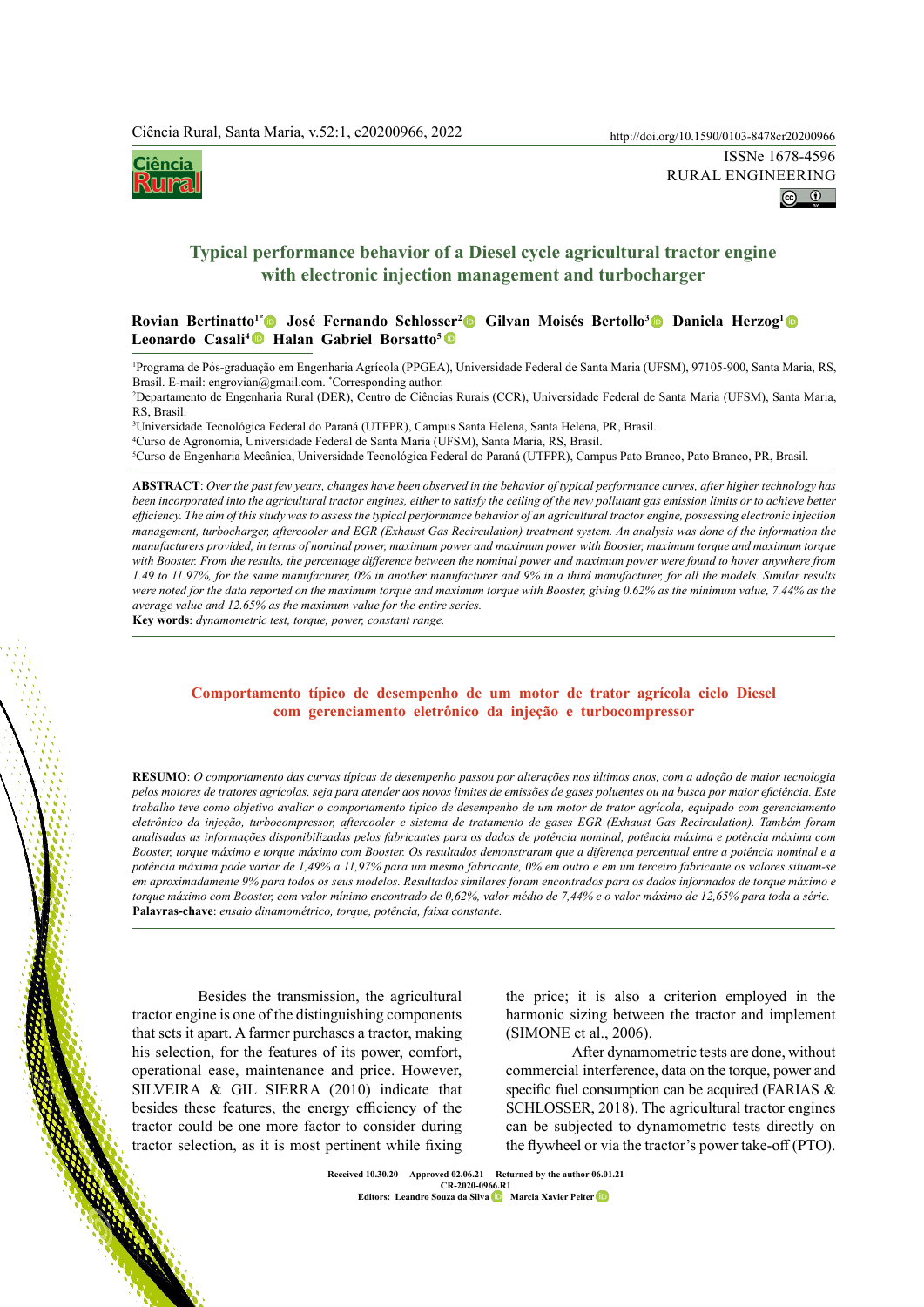# Typical performance behavior of a Diesel cycle agricultural tractor engine with electronic injection management and turbocharger

**Rovian Bertinatto**[1*] **José Fernando Schlosser**[2] **Gilvan Moisés Bertollo**[3] **Daniela Herzog**[1] **Leonardo Casali**[4] **Halan Gabriel Borsatto**[5]

[1]Programa de Pós-graduação em Engenharia Agrícola (PPGEA), Universidade Federal de Santa Maria (UFSM), 97105-900, Santa Maria, RS, Brasil. E-mail: engrovian@gmail.com. *Corresponding author.

[2]Departamento de Engenharia Rural (DER), Centro de Ciências Rurais (CCR), Universidade Federal de Santa Maria (UFSM), Santa Maria, RS, Brasil.

[3]Universidade Tecnológica Federal do Paraná (UTFPR), Campus Santa Helena, Santa Helena, PR, Brasil.

[4]Curso de Agronomia, Universidade Federal de Santa Maria (UFSM), Santa Maria, RS, Brasil.

[5]Curso de Engenharia Mecânica, Universidade Tecnológica Federal do Paraná (UTFPR), Campus Pato Branco, Pato Branco, PR, Brasil.

**ABSTRACT**: *Over the past few years, changes have been observed in the behavior of typical performance curves, after higher technology has been incorporated into the agricultural tractor engines, either to satisfy the ceiling of the new pollutant gas emission limits or to achieve better efficiency. The aim of this study was to assess the typical performance behavior of an agricultural tractor engine, possessing electronic injection management, turbocharger, aftercooler and EGR (Exhaust Gas Recirculation) treatment system. An analysis was done of the information the manufacturers provided, in terms of nominal power, maximum power and maximum power with Booster, maximum torque and maximum torque with Booster. From the results, the percentage difference between the nominal power and maximum power were found to hover anywhere from 1.49 to 11.97%, for the same manufacturer, 0% in another manufacturer and 9% in a third manufacturer, for all the models. Similar results were noted for the data reported on the maximum torque and maximum torque with Booster, giving 0.62% as the minimum value, 7.44% as the average value and 12.65% as the maximum value for the entire series.*

**Key words**: *dynamometric test, torque, power, constant range.*

## Comportamento típico de desempenho de um motor de trator agrícola ciclo Diesel com gerenciamento eletrônico da injeção e turbocompressor

**RESUMO**: *O comportamento das curvas típicas de desempenho passou por alterações nos últimos anos, com a adoção de maior tecnologia pelos motores de tratores agrícolas, seja para atender aos novos limites de emissões de gases poluentes ou na busca por maior eficiência. Este trabalho teve como objetivo avaliar o comportamento típico de desempenho de um motor de trator agrícola, equipado com gerenciamento eletrônico da injeção, turbocompressor, aftercooler e sistema de tratamento de gases EGR (Exhaust Gas Recirculation). Também foram analisadas as informações disponibilizadas pelos fabricantes para os dados de potência nominal, potência máxima e potência máxima com Booster, torque máximo e torque máximo com Booster. Os resultados demonstraram que a diferença percentual entre a potência nominal e a potência máxima pode variar de 1,49% a 11,97% para um mesmo fabricante, 0% em outro e em um terceiro fabricante os valores situam-se em aproximadamente 9% para todos os seus modelos. Resultados similares foram encontrados para os dados informados de torque máximo e torque máximo com Booster, com valor mínimo encontrado de 0,62%, valor médio de 7,44% e o valor máximo de 12,65% para toda a série.*

**Palavras-chave**: *ensaio dinamométrico, torque, potência, faixa constante.*

Besides the transmission, the agricultural tractor engine is one of the distinguishing components that sets it apart. A farmer purchases a tractor, making his selection, for the features of its power, comfort, operational ease, maintenance and price. However, SILVEIRA & GIL SIERRA (2010) indicate that besides these features, the energy efficiency of the tractor could be one more factor to consider during tractor selection, as it is most pertinent while fixing the price; it is also a criterion employed in the harmonic sizing between the tractor and implement (SIMONE et al., 2006).

After dynamometric tests are done, without commercial interference, data on the torque, power and specific fuel consumption can be acquired (FARIAS & SCHLOSSER, 2018). The agricultural tractor engines can be subjected to dynamometric tests directly on the flywheel or via the tractor's power take-off (PTO).

Received 10.30.20 Approved 02.06.21 Returned by the author 06.01.21
CR-2020-0966.R1
Editors: Leandro Souza da Silva Marcia Xavier Peiter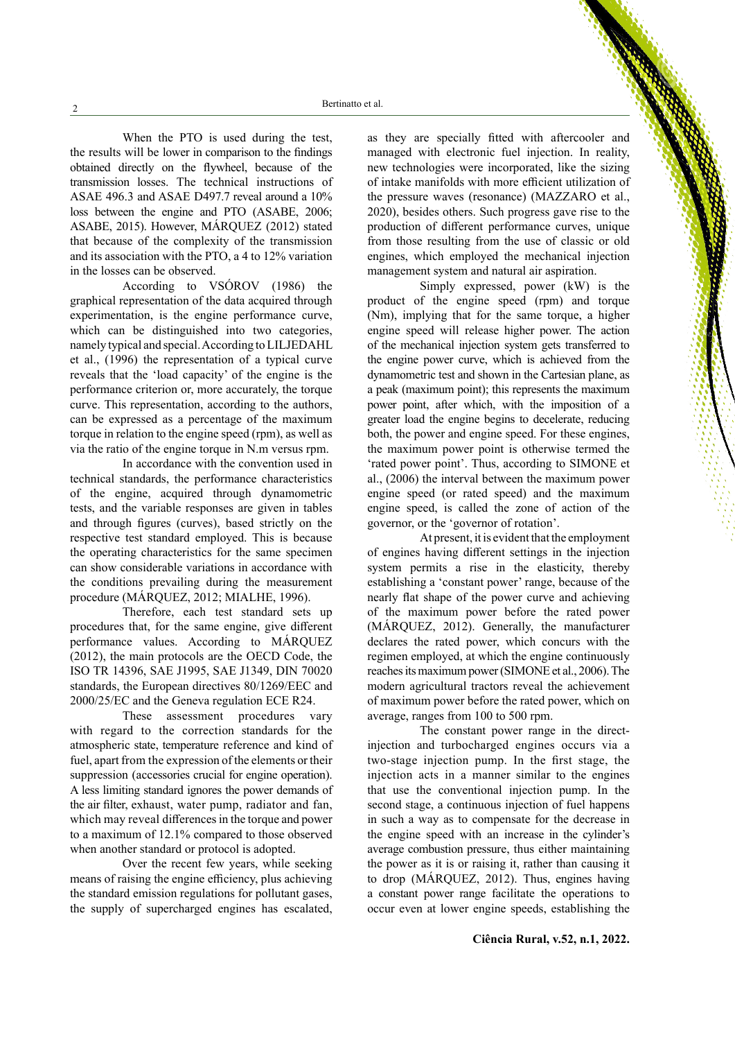When the PTO is used during the test, the results will be lower in comparison to the findings obtained directly on the flywheel, because of the transmission losses. The technical instructions of ASAE 496.3 and ASAE D497.7 reveal around a 10% loss between the engine and PTO (ASABE, 2006; ASABE, 2015). However, MÁRQUEZ (2012) stated that because of the complexity of the transmission and its association with the PTO, a 4 to 12% variation in the losses can be observed.

According to VSÓROV (1986) the graphical representation of the data acquired through experimentation, is the engine performance curve, which can be distinguished into two categories, namely typical and special. According to LILJEDAHL et al., (1996) the representation of a typical curve reveals that the 'load capacity' of the engine is the performance criterion or, more accurately, the torque curve. This representation, according to the authors, can be expressed as a percentage of the maximum torque in relation to the engine speed (rpm), as well as via the ratio of the engine torque in N.m versus rpm.

In accordance with the convention used in technical standards, the performance characteristics of the engine, acquired through dynamometric tests, and the variable responses are given in tables and through figures (curves), based strictly on the respective test standard employed. This is because the operating characteristics for the same specimen can show considerable variations in accordance with the conditions prevailing during the measurement procedure (MÁRQUEZ, 2012; MIALHE, 1996).

Therefore, each test standard sets up procedures that, for the same engine, give different performance values. According to MÁRQUEZ (2012), the main protocols are the OECD Code, the ISO TR 14396, SAE J1995, SAE J1349, DIN 70020 standards, the European directives 80/1269/EEC and 2000/25/EC and the Geneva regulation ECE R24.

These assessment procedures vary with regard to the correction standards for the atmospheric state, temperature reference and kind of fuel, apart from the expression of the elements or their suppression (accessories crucial for engine operation). A less limiting standard ignores the power demands of the air filter, exhaust, water pump, radiator and fan, which may reveal differences in the torque and power to a maximum of 12.1% compared to those observed when another standard or protocol is adopted.

Over the recent few years, while seeking means of raising the engine efficiency, plus achieving the standard emission regulations for pollutant gases, the supply of supercharged engines has escalated, as they are specially fitted with aftercooler and managed with electronic fuel injection. In reality, new technologies were incorporated, like the sizing of intake manifolds with more efficient utilization of the pressure waves (resonance) (MAZZARO et al., 2020), besides others. Such progress gave rise to the production of different performance curves, unique from those resulting from the use of classic or old engines, which employed the mechanical injection management system and natural air aspiration.

Simply expressed, power (kW) is the product of the engine speed (rpm) and torque (Nm), implying that for the same torque, a higher engine speed will release higher power. The action of the mechanical injection system gets transferred to the engine power curve, which is achieved from the dynamometric test and shown in the Cartesian plane, as a peak (maximum point); this represents the maximum power point, after which, with the imposition of a greater load the engine begins to decelerate, reducing both, the power and engine speed. For these engines, the maximum power point is otherwise termed the 'rated power point'. Thus, according to SIMONE et al., (2006) the interval between the maximum power engine speed (or rated speed) and the maximum engine speed, is called the zone of action of the governor, or the 'governor of rotation'.

At present, it is evident that the employment of engines having different settings in the injection system permits a rise in the elasticity, thereby establishing a 'constant power' range, because of the nearly flat shape of the power curve and achieving of the maximum power before the rated power (MÁRQUEZ, 2012). Generally, the manufacturer declares the rated power, which concurs with the regimen employed, at which the engine continuously reaches its maximum power (SIMONE et al., 2006). The modern agricultural tractors reveal the achievement of maximum power before the rated power, which on average, ranges from 100 to 500 rpm.

The constant power range in the direct-injection and turbocharged engines occurs via a two-stage injection pump. In the first stage, the injection acts in a manner similar to the engines that use the conventional injection pump. In the second stage, a continuous injection of fuel happens in such a way as to compensate for the decrease in the engine speed with an increase in the cylinder's average combustion pressure, thus either maintaining the power as it is or raising it, rather than causing it to drop (MÁRQUEZ, 2012). Thus, engines having a constant power range facilitate the operations to occur even at lower engine speeds, establishing the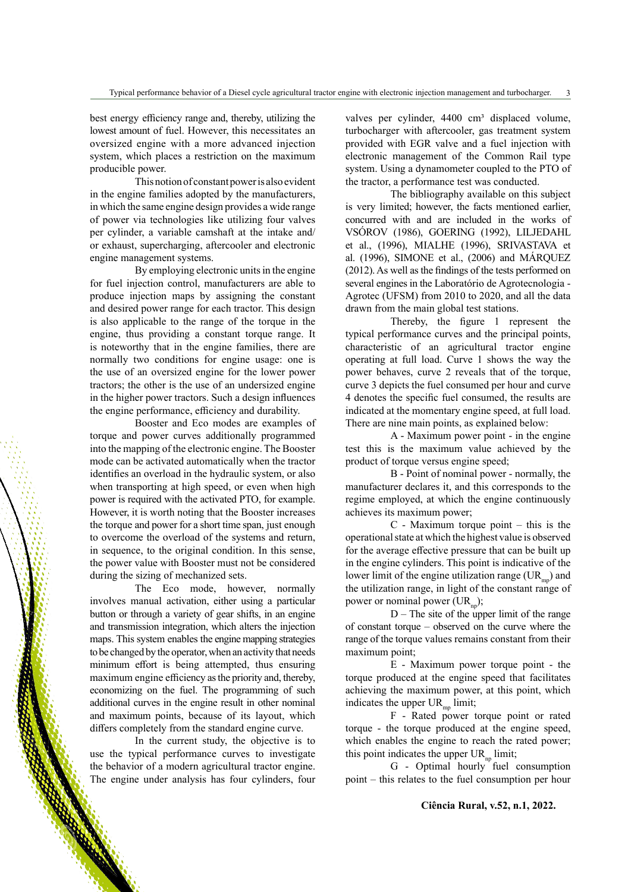best energy efficiency range and, thereby, utilizing the lowest amount of fuel. However, this necessitates an oversized engine with a more advanced injection system, which places a restriction on the maximum producible power.

This notion of constant power is also evident in the engine families adopted by the manufacturers, in which the same engine design provides a wide range of power via technologies like utilizing four valves per cylinder, a variable camshaft at the intake and/or exhaust, supercharging, aftercooler and electronic engine management systems.

By employing electronic units in the engine for fuel injection control, manufacturers are able to produce injection maps by assigning the constant and desired power range for each tractor. This design is also applicable to the range of the torque in the engine, thus providing a constant torque range. It is noteworthy that in the engine families, there are normally two conditions for engine usage: one is the use of an oversized engine for the lower power tractors; the other is the use of an undersized engine in the higher power tractors. Such a design influences the engine performance, efficiency and durability.

Booster and Eco modes are examples of torque and power curves additionally programmed into the mapping of the electronic engine. The Booster mode can be activated automatically when the tractor identifies an overload in the hydraulic system, or also when transporting at high speed, or even when high power is required with the activated PTO, for example. However, it is worth noting that the Booster increases the torque and power for a short time span, just enough to overcome the overload of the systems and return, in sequence, to the original condition. In this sense, the power value with Booster must not be considered during the sizing of mechanized sets.

The Eco mode, however, normally involves manual activation, either using a particular button or through a variety of gear shifts, in an engine and transmission integration, which alters the injection maps. This system enables the engine mapping strategies to be changed by the operator, when an activity that needs minimum effort is being attempted, thus ensuring maximum engine efficiency as the priority and, thereby, economizing on the fuel. The programming of such additional curves in the engine result in other nominal and maximum points, because of its layout, which differs completely from the standard engine curve.

In the current study, the objective is to use the typical performance curves to investigate the behavior of a modern agricultural tractor engine. The engine under analysis has four cylinders, four valves per cylinder, 4400 cm³ displaced volume, turbocharger with aftercooler, gas treatment system provided with EGR valve and a fuel injection with electronic management of the Common Rail type system. Using a dynamometer coupled to the PTO of the tractor, a performance test was conducted.

The bibliography available on this subject is very limited; however, the facts mentioned earlier, concurred with and are included in the works of VSÓROV (1986), GOERING (1992), LILJEDAHL et al., (1996), MIALHE (1996), SRIVASTAVA et al. (1996), SIMONE et al., (2006) and MÁRQUEZ (2012). As well as the findings of the tests performed on several engines in the Laboratório de Agrotecnologia - Agrotec (UFSM) from 2010 to 2020, and all the data drawn from the main global test stations.

Thereby, the figure 1 represent the typical performance curves and the principal points, characteristic of an agricultural tractor engine operating at full load. Curve 1 shows the way the power behaves, curve 2 reveals that of the torque, curve 3 depicts the fuel consumed per hour and curve 4 denotes the specific fuel consumed, the results are indicated at the momentary engine speed, at full load. There are nine main points, as explained below:

A - Maximum power point - in the engine test this is the maximum value achieved by the product of torque versus engine speed;

B - Point of nominal power - normally, the manufacturer declares it, and this corresponds to the regime employed, at which the engine continuously achieves its maximum power;

C - Maximum torque point – this is the operational state at which the highest value is observed for the average effective pressure that can be built up in the engine cylinders. This point is indicative of the lower limit of the engine utilization range ($UR_{mp}$) and the utilization range, in light of the constant range of power or nominal power ($UR_{np}$);

D – The site of the upper limit of the range of constant torque – observed on the curve where the range of the torque values remains constant from their maximum point;

E - Maximum power torque point - the torque produced at the engine speed that facilitates achieving the maximum power, at this point, which indicates the upper $UR_{mp}$ limit;

F - Rated power torque point or rated torque - the torque produced at the engine speed, which enables the engine to reach the rated power; this point indicates the upper $UR_{np}$ limit;

G - Optimal hourly fuel consumption point – this relates to the fuel consumption per hour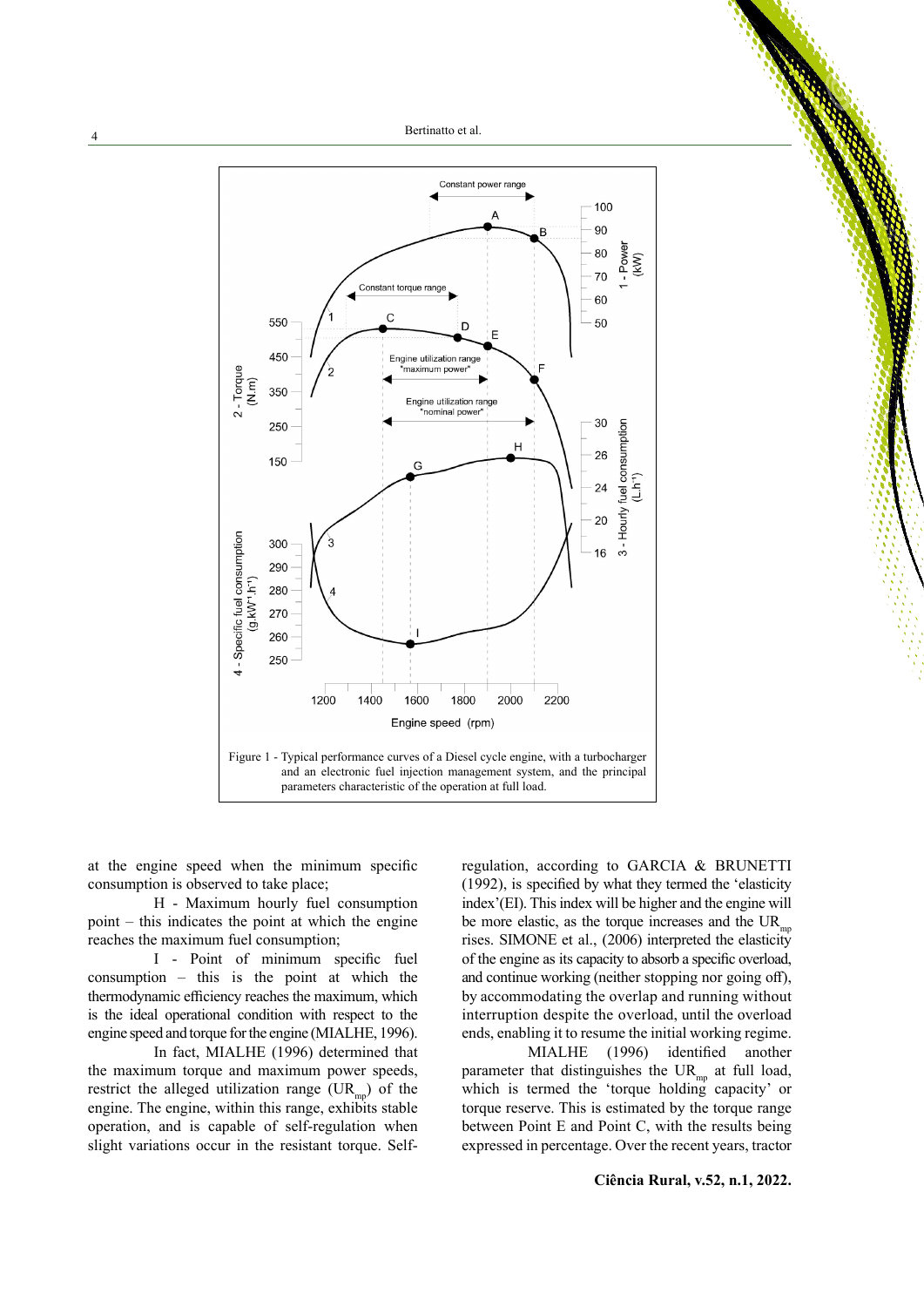Figure 1 - Typical performance curves of a Diesel cycle engine, with a turbocharger and an electronic fuel injection management system, and the principal parameters characteristic of the operation at full load.

at the engine speed when the minimum specific consumption is observed to take place;

H - Maximum hourly fuel consumption point – this indicates the point at which the engine reaches the maximum fuel consumption;

I - Point of minimum specific fuel consumption – this is the point at which the thermodynamic efficiency reaches the maximum, which is the ideal operational condition with respect to the engine speed and torque for the engine (MIALHE, 1996).

In fact, MIALHE (1996) determined that the maximum torque and maximum power speeds, restrict the alleged utilization range ($UR_{mp}$) of the engine. The engine, within this range, exhibits stable operation, and is capable of self-regulation when slight variations occur in the resistant torque. Self-regulation, according to GARCIA & BRUNETTI (1992), is specified by what they termed the 'elasticity index'(EI). This index will be higher and the engine will be more elastic, as the torque increases and the $UR_{mp}$ rises. SIMONE et al., (2006) interpreted the elasticity of the engine as its capacity to absorb a specific overload, and continue working (neither stopping nor going off), by accommodating the overlap and running without interruption despite the overload, until the overload ends, enabling it to resume the initial working regime.

MIALHE (1996) identified another parameter that distinguishes the $UR_{mp}$ at full load, which is termed the 'torque holding capacity' or torque reserve. This is estimated by the torque range between Point E and Point C, with the results being expressed in percentage. Over the recent years, tractor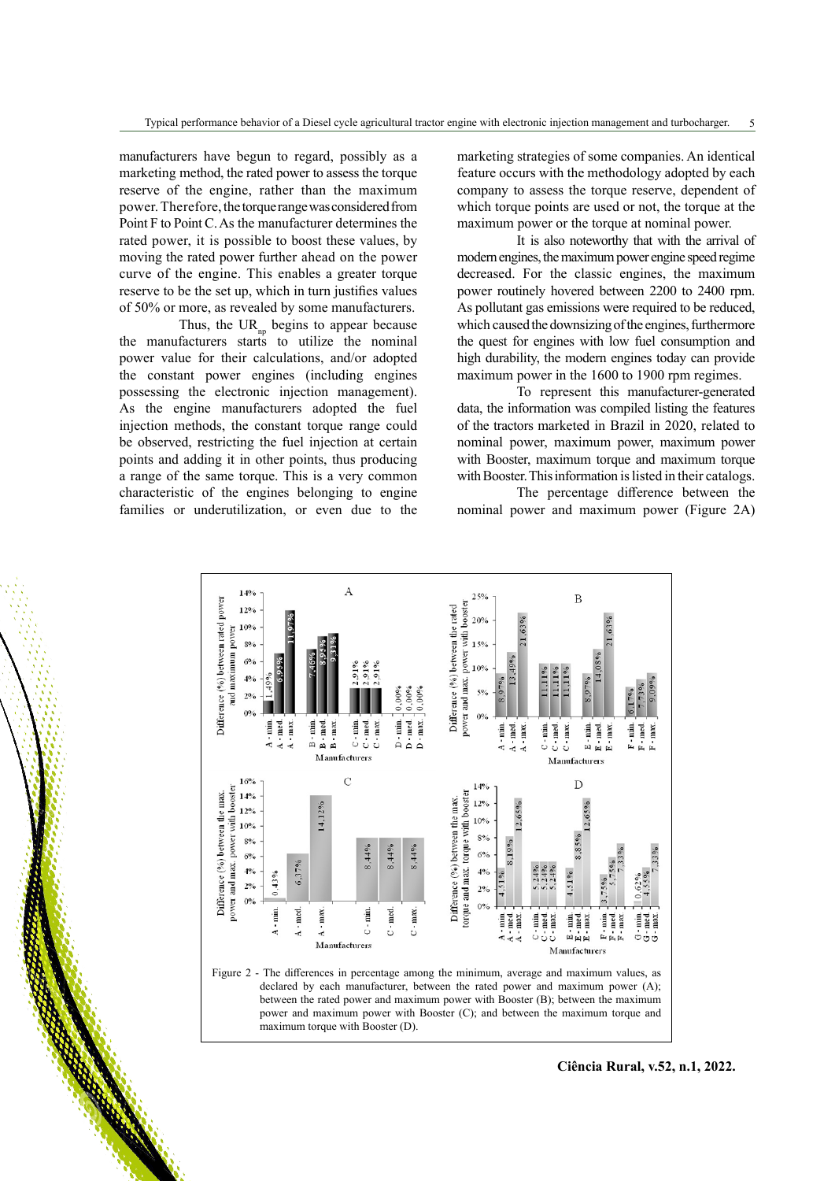manufacturers have begun to regard, possibly as a marketing method, the rated power to assess the torque reserve of the engine, rather than the maximum power. Therefore, the torque range was considered from Point F to Point C. As the manufacturer determines the rated power, it is possible to boost these values, by moving the rated power further ahead on the power curve of the engine. This enables a greater torque reserve to be the set up, which in turn justifies values of 50% or more, as revealed by some manufacturers.

Thus, the $UR_{np}$ begins to appear because the manufacturers starts to utilize the nominal power value for their calculations, and/or adopted the constant power engines (including engines possessing the electronic injection management). As the engine manufacturers adopted the fuel injection methods, the constant torque range could be observed, restricting the fuel injection at certain points and adding it in other points, thus producing a range of the same torque. This is a very common characteristic of the engines belonging to engine families or underutilization, or even due to the marketing strategies of some companies. An identical feature occurs with the methodology adopted by each company to assess the torque reserve, dependent of which torque points are used or not, the torque at the maximum power or the torque at nominal power.

It is also noteworthy that with the arrival of modern engines, the maximum power engine speed regime decreased. For the classic engines, the maximum power routinely hovered between 2200 to 2400 rpm. As pollutant gas emissions were required to be reduced, which caused the downsizing of the engines, furthermore the quest for engines with low fuel consumption and high durability, the modern engines today can provide maximum power in the 1600 to 1900 rpm regimes.

To represent this manufacturer-generated data, the information was compiled listing the features of the tractors marketed in Brazil in 2020, related to nominal power, maximum power, maximum power with Booster, maximum torque and maximum torque with Booster. This information is listed in their catalogs.

The percentage difference between the nominal power and maximum power (Figure 2A)

Figure 2 - The differences in percentage among the minimum, average and maximum values, as declared by each manufacturer, between the rated power and maximum power (A); between the rated power and maximum power with Booster (B); between the maximum power and maximum power with Booster (C); and between the maximum torque and maximum torque with Booster (D).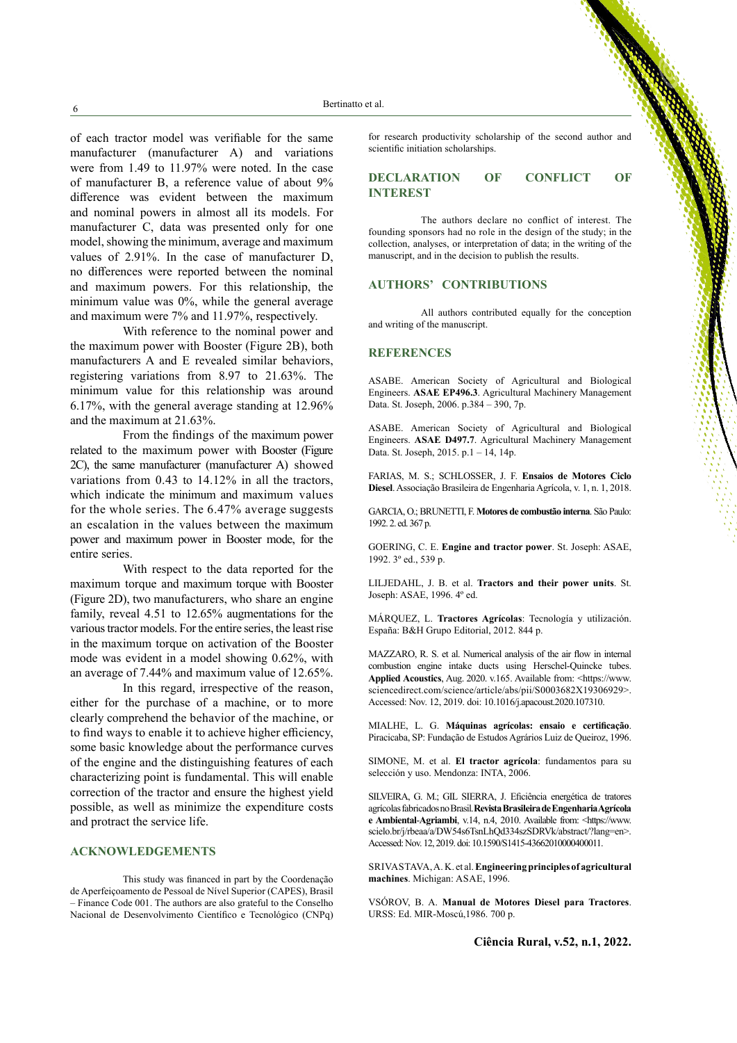of each tractor model was verifiable for the same manufacturer (manufacturer A) and variations were from 1.49 to 11.97% were noted. In the case of manufacturer B, a reference value of about 9% difference was evident between the maximum and nominal powers in almost all its models. For manufacturer C, data was presented only for one model, showing the minimum, average and maximum values of 2.91%. In the case of manufacturer D, no differences were reported between the nominal and maximum powers. For this relationship, the minimum value was 0%, while the general average and maximum were 7% and 11.97%, respectively.

With reference to the nominal power and the maximum power with Booster (Figure 2B), both manufacturers A and E revealed similar behaviors, registering variations from 8.97 to 21.63%. The minimum value for this relationship was around 6.17%, with the general average standing at 12.96% and the maximum at 21.63%.

From the findings of the maximum power related to the maximum power with Booster (Figure 2C), the same manufacturer (manufacturer A) showed variations from 0.43 to 14.12% in all the tractors, which indicate the minimum and maximum values for the whole series. The 6.47% average suggests an escalation in the values between the maximum power and maximum power in Booster mode, for the entire series.

With respect to the data reported for the maximum torque and maximum torque with Booster (Figure 2D), two manufacturers, who share an engine family, reveal 4.51 to 12.65% augmentations for the various tractor models. For the entire series, the least rise in the maximum torque on activation of the Booster mode was evident in a model showing 0.62%, with an average of 7.44% and maximum value of 12.65%.

In this regard, irrespective of the reason, either for the purchase of a machine, or to more clearly comprehend the behavior of the machine, or to find ways to enable it to achieve higher efficiency, some basic knowledge about the performance curves of the engine and the distinguishing features of each characterizing point is fundamental. This will enable correction of the tractor and ensure the highest yield possible, as well as minimize the expenditure costs and protract the service life.

## ACKNOWLEDGEMENTS

This study was financed in part by the Coordenação de Aperfeiçoamento de Pessoal de Nível Superior (CAPES), Brasil – Finance Code 001. The authors are also grateful to the Conselho Nacional de Desenvolvimento Científico e Tecnológico (CNPq) for research productivity scholarship of the second author and scientific initiation scholarships.

## DECLARATION OF CONFLICT OF INTEREST

The authors declare no conflict of interest. The founding sponsors had no role in the design of the study; in the collection, analyses, or interpretation of data; in the writing of the manuscript, and in the decision to publish the results.

## AUTHORS' CONTRIBUTIONS

All authors contributed equally for the conception and writing of the manuscript.

## REFERENCES

ASABE. American Society of Agricultural and Biological Engineers. **ASAE EP496.3**. Agricultural Machinery Management Data. St. Joseph, 2006. p.384 – 390, 7p.

ASABE. American Society of Agricultural and Biological Engineers. **ASAE D497.7**. Agricultural Machinery Management Data. St. Joseph, 2015. p.1 – 14, 14p.

FARIAS, M. S.; SCHLOSSER, J. F. **Ensaios de Motores Ciclo Diesel**. Associação Brasileira de Engenharia Agrícola, v. 1, n. 1, 2018.

GARCIA, O.; BRUNETTI, F. **Motores de combustão interna**. São Paulo: 1992. 2. ed. 367 p.

GOERING, C. E. **Engine and tractor power**. St. Joseph: ASAE, 1992. 3º ed., 539 p.

LILJEDAHL, J. B. et al. **Tractors and their power units**. St. Joseph: ASAE, 1996. 4º ed.

MÁRQUEZ, L. **Tractores Agrícolas**: Tecnología y utilización. España: B&H Grupo Editorial, 2012. 844 p.

MAZZARO, R. S. et al. Numerical analysis of the air flow in internal combustion engine intake ducts using Herschel-Quincke tubes. **Applied Acoustics**, Aug. 2020. v.165. Available from: <https://www.sciencedirect.com/science/article/abs/pii/S0003682X19306929>. Accessed: Nov. 12, 2019. doi: 10.1016/j.apacoust.2020.107310.

MIALHE, L. G. **Máquinas agrícolas: ensaio e certificação**. Piracicaba, SP: Fundação de Estudos Agrários Luiz de Queiroz, 1996.

SIMONE, M. et al. **El tractor agrícola**: fundamentos para su selección y uso. Mendonza: INTA, 2006.

SILVEIRA, G. M.; GIL SIERRA, J. Eficiência energética de tratores agrícolas fabricados no Brasil. **Revista Brasileira de Engenharia Agrícola e Ambiental-Agriambi**, v.14, n.4, 2010. Available from: <https://www.scielo.br/j/rbeaa/a/DW54s6TsnLhQd334szSDRVk/abstract/?lang=en>. Accessed: Nov. 12, 2019. doi: 10.1590/S1415-43662010000400011.

SRIVASTAVA, A. K. et al. **Engineering principles of agricultural machines**. Michigan: ASAE, 1996.

VSÓROV, B. A. **Manual de Motores Diesel para Tractores**. URSS: Ed. MIR-Moscú,1986. 700 p.